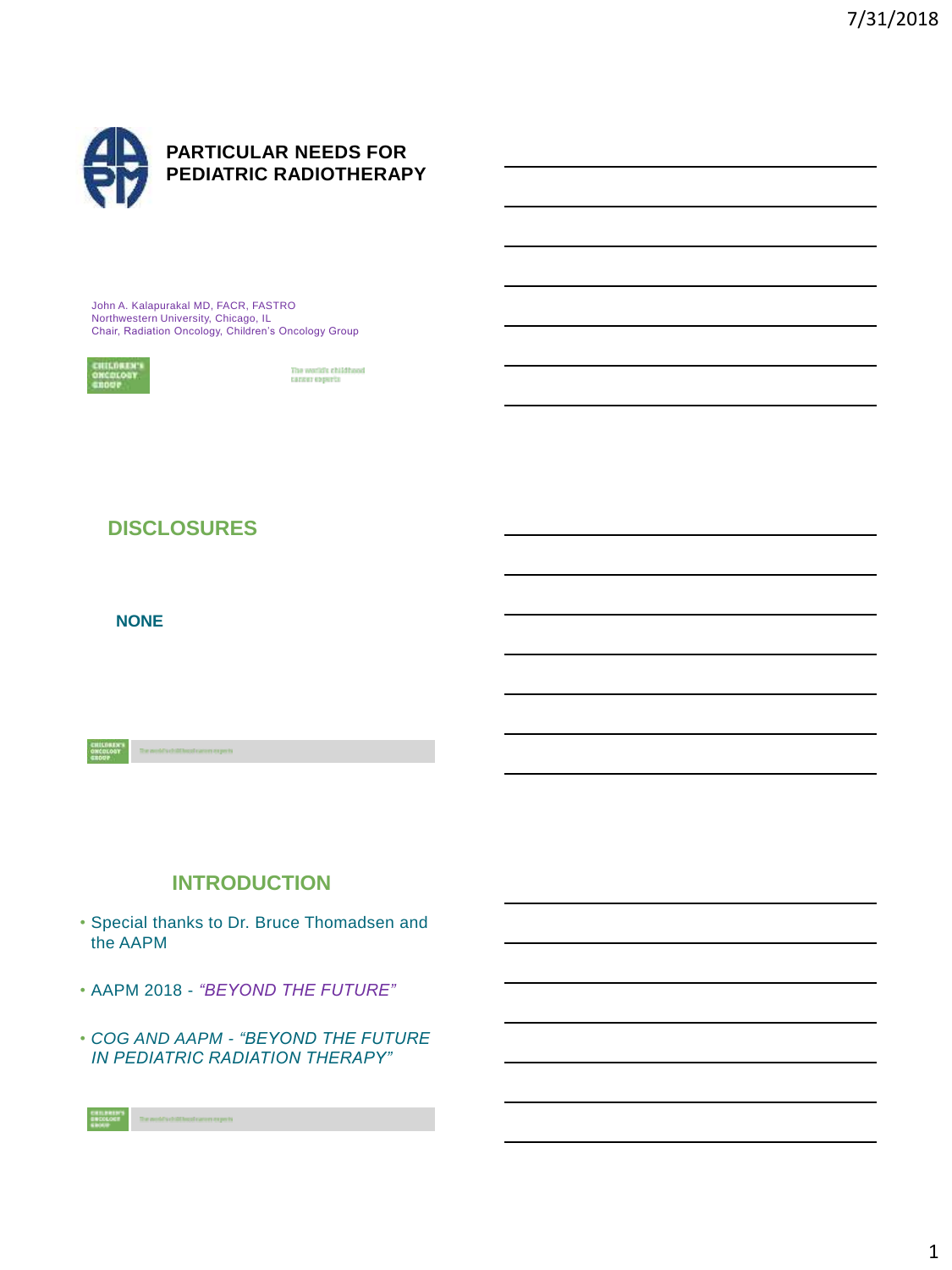# PARTICULAR NEEDS FOR PEDIATRIC RADIOTHERAPY

John A. Kalapurakal MD, FACR, FASTRO
Northwestern University, Chicago, IL
Chair, Radiation Oncology, Children's Oncology Group

CHILDREN'S ONCOLOGY GROUP

The world's childhood cancer experts

## DISCLOSURES

**NONE**

## INTRODUCTION

- Special thanks to Dr. Bruce Thomadsen and the AAPM
- AAPM 2018 - *"BEYOND THE FUTURE"*
- *COG AND AAPM - "BEYOND THE FUTURE IN PEDIATRIC RADIATION THERAPY"*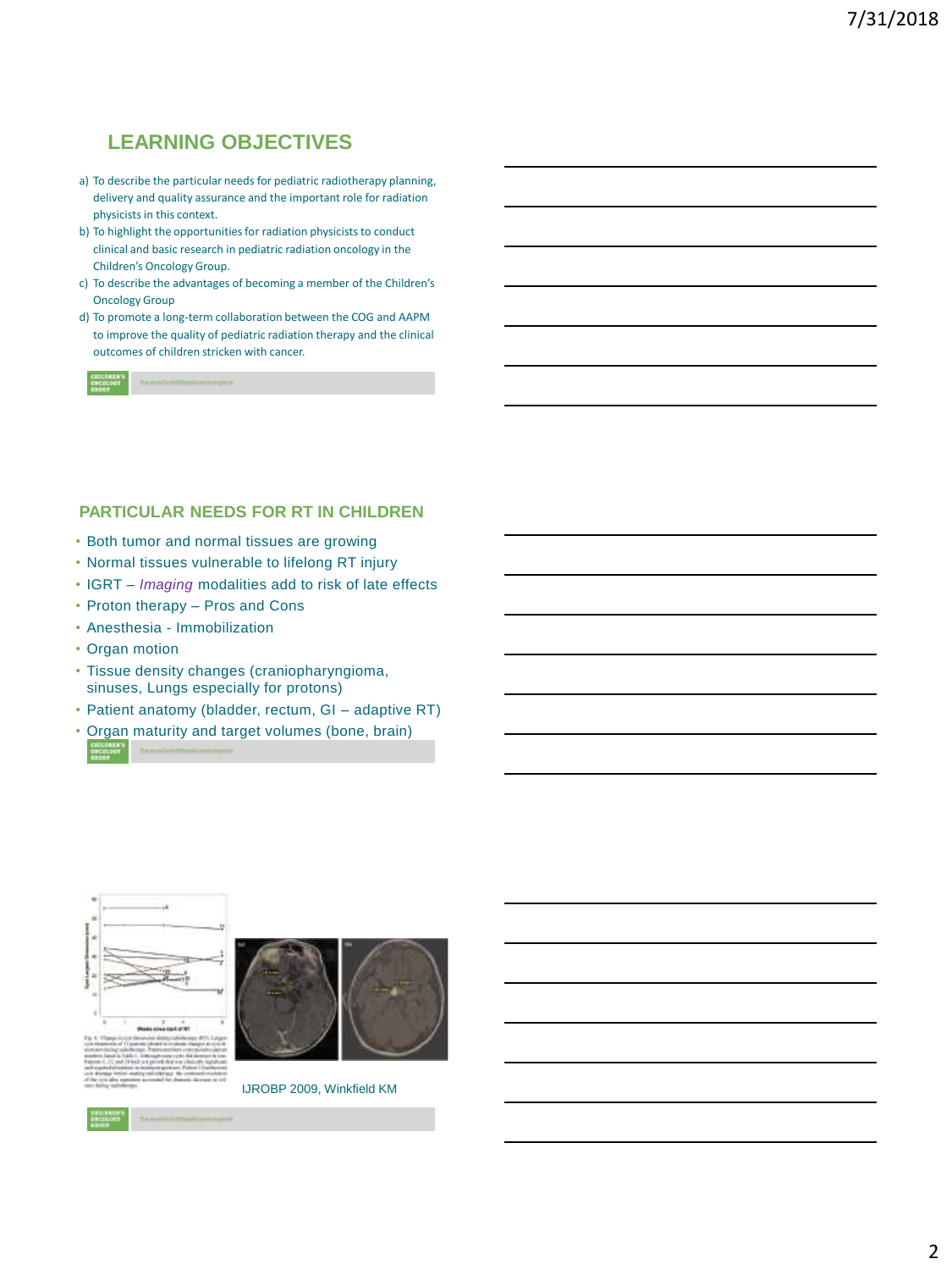## LEARNING OBJECTIVES

a) To describe the particular needs for pediatric radiotherapy planning, delivery and quality assurance and the important role for radiation physicists in this context.
b) To highlight the opportunities for radiation physicists to conduct clinical and basic research in pediatric radiation oncology in the Children's Oncology Group.
c) To describe the advantages of becoming a member of the Children's Oncology Group
d) To promote a long-term collaboration between the COG and AAPM to improve the quality of pediatric radiation therapy and the clinical outcomes of children stricken with cancer.

## PARTICULAR NEEDS FOR RT IN CHILDREN

- Both tumor and normal tissues are growing
- Normal tissues vulnerable to lifelong RT injury
- IGRT – *Imaging* modalities add to risk of late effects
- Proton therapy – Pros and Cons
- Anesthesia - Immobilization
- Organ motion
- Tissue density changes (craniopharyngioma, sinuses, Lungs especially for protons)
- Patient anatomy (bladder, rectum, GI – adaptive RT)
- Organ maturity and target volumes (bone, brain)

IJROBP 2009, Winkfield KM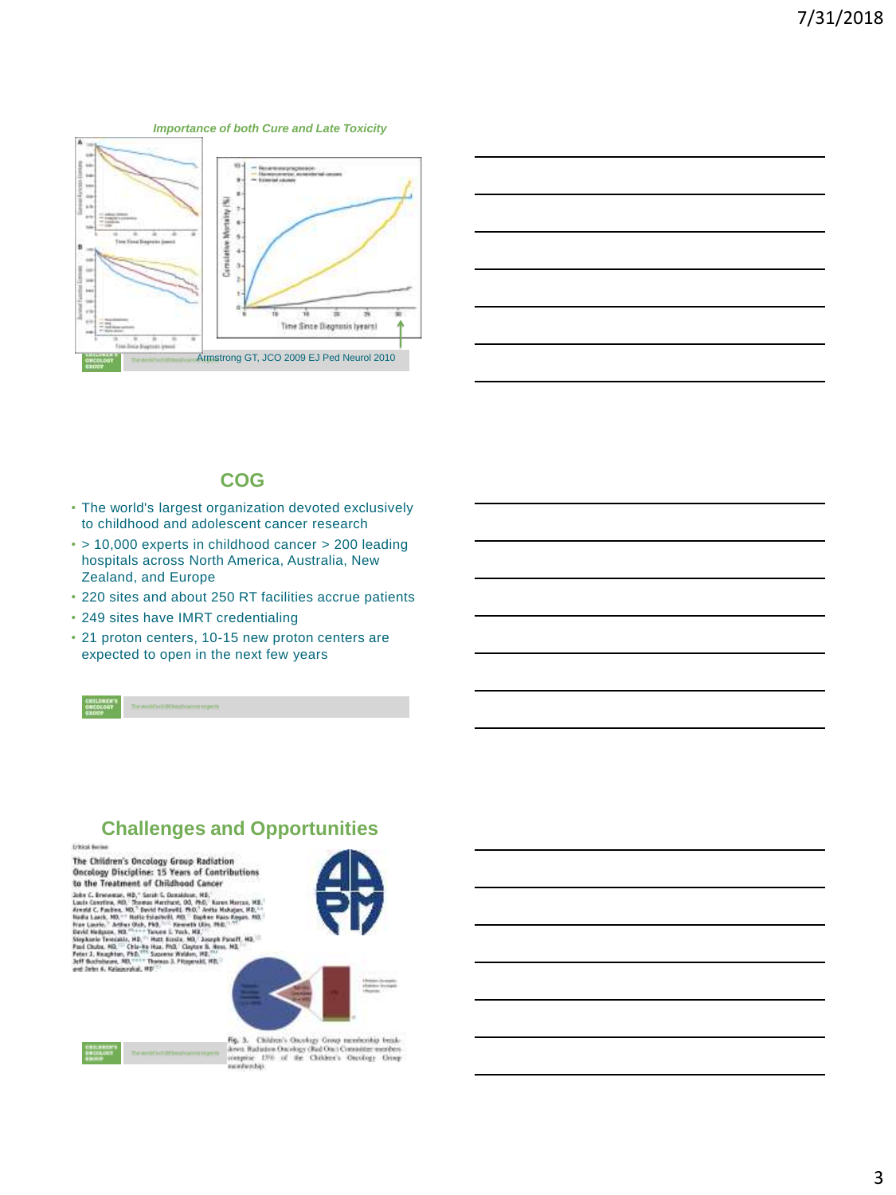*Importance of both Cure and Late Toxicity*

Armstrong GT, JCO 2009 EJ Ped Neurol 2010

## COG

- The world's largest organization devoted exclusively to childhood and adolescent cancer research
- > 10,000 experts in childhood cancer > 200 leading hospitals across North America, Australia, New Zealand, and Europe
- 220 sites and about 250 RT facilities accrue patients
- 249 sites have IMRT credentialing
- 21 proton centers, 10-15 new proton centers are expected to open in the next few years

## Challenges and Opportunities

Critical Review

**The Children's Oncology Group Radiation Oncology Discipline: 15 Years of Contributions to the Treatment of Childhood Cancer**

Fig. 3. Children's Oncology Group membership breakdown. Radiation Oncology (Rad Onc) Committee members comprise 15% of the Children's Oncology Group membership.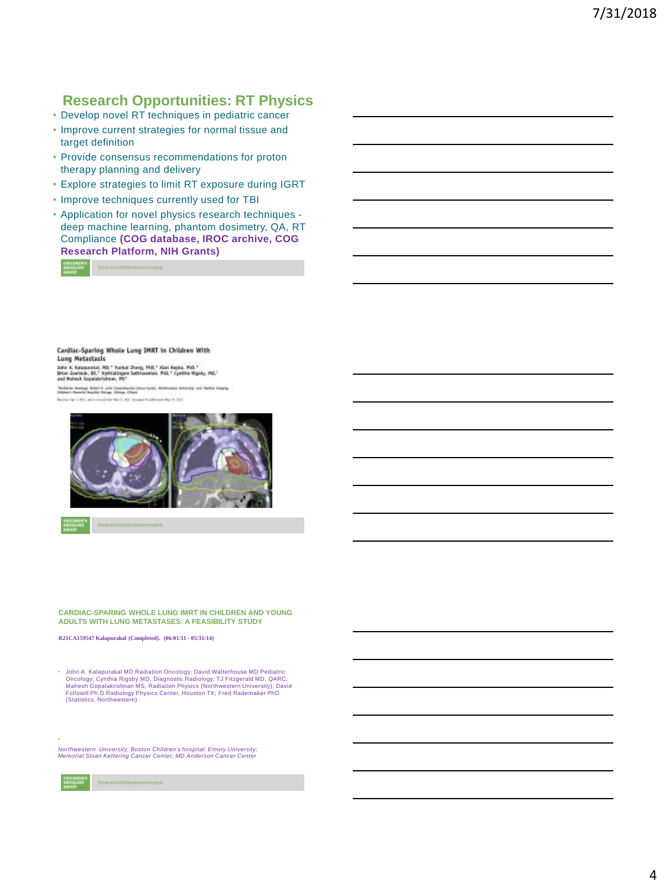## Research Opportunities: RT Physics

- Develop novel RT techniques in pediatric cancer
- Improve current strategies for normal tissue and target definition
- Provide consensus recommendations for proton therapy planning and delivery
- Explore strategies to limit RT exposure during IGRT
- Improve techniques currently used for TBI
- Application for novel physics research techniques - deep machine learning, phantom dosimetry, QA, RT Compliance **(COG database, IROC archive, COG Research Platform, NIH Grants)**

Cardiac-Sparing Whole Lung IMRT in Children With Lung Metastasis

John A. Kalapurakal, MD, Yunkai Zhang, PhD, Alan Kepka, PhD, Brian Zawislak, BS, Vythialingam Sathiaseelan, PhD, Cynthia Rigsby, MD, and Mahesh Gopalakrishnan, MS

**CARDIAC-SPARING WHOLE LUNG IMRT IN CHILDREN AND YOUNG ADULTS WITH LUNG METASTASES: A FEASIBILITY STUDY**

**R21CA159547 Kalapurakal (Completed). (06/01/11 - 05/31/14)**

- John A. Kalapurakal MD Radiation Oncology; David Walterhouse MD Pediatric Oncology; Cynthia Rigsby MD, Diagnostic Radiology; TJ Fitzgerald MD, QARC; Mahesh Gopalakrishnan MS, Radiation Physics (Northwestern University); David Followill Ph.D Radiology Physics Center, Houston TX; Fred Rademaker PhD (Statistics, Northwestern)

*Northwestern University; Boston Children's hospital; Emory University; Memorial Sloan Kettering Cancer Center; MD Anderson Cancer Center*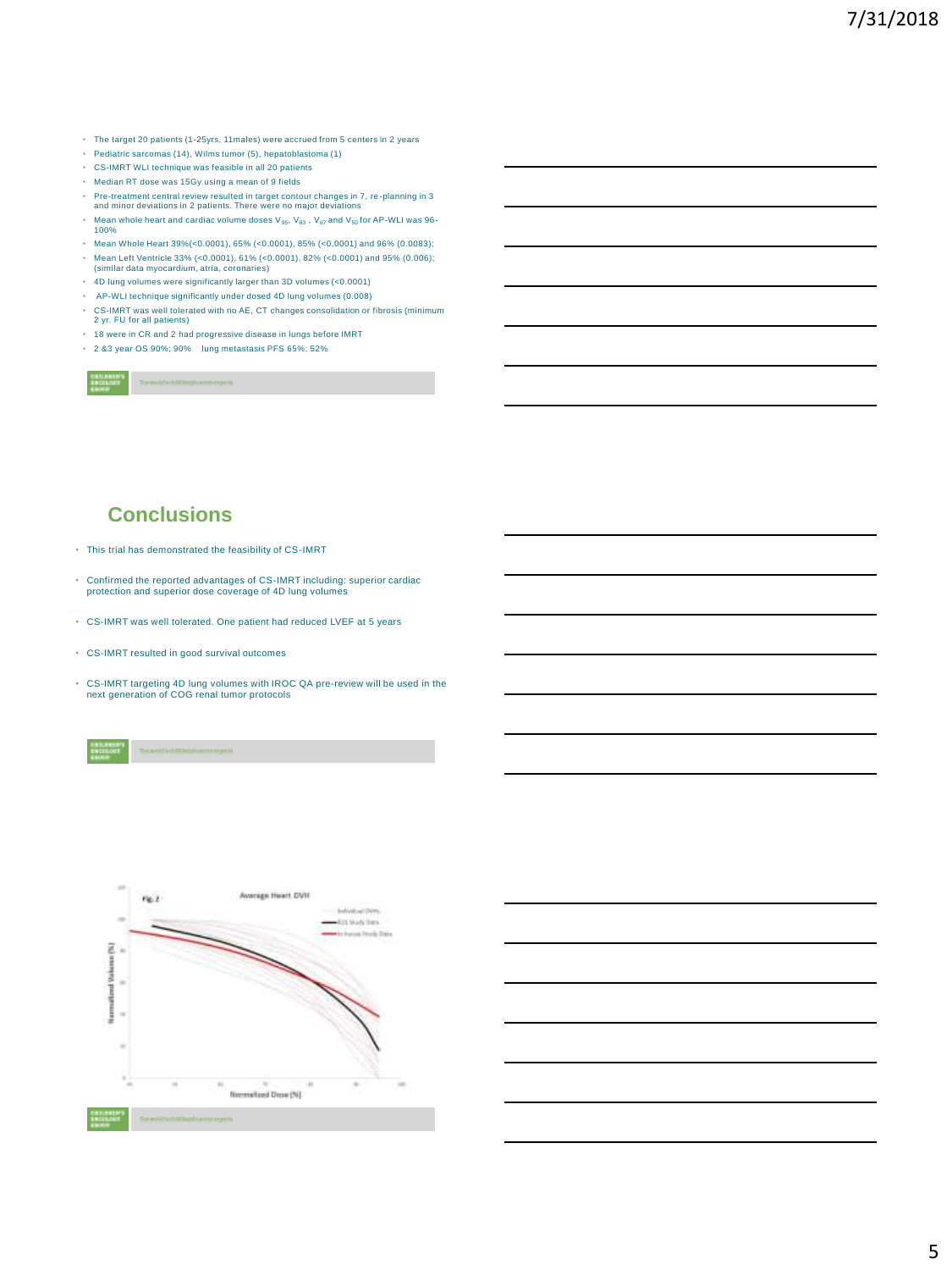- The target 20 patients (1-25yrs, 11males) were accrued from 5 centers in 2 years
- Pediatric sarcomas (14), Wilms tumor (5), hepatoblastoma (1)
- CS-IMRT WLI technique was feasible in all 20 patients
- Median RT dose was 15Gy using a mean of 9 fields
- Pre-treatment central review resulted in target contour changes in 7, re-planning in 3 and minor deviations in 2 patients. There were no major deviations
- Mean whole heart and cardiac volume doses $V_{95}$, $V_{83}$, $V_{67}$ and $V_{50}$ for AP-WLI was 96-100%
- Mean Whole Heart 39%(<0.0001), 65% (<0.0001), 85% (<0.0001) and 96% (0.0083);
- Mean Left Ventricle 33% (<0.0001), 61% (<0.0001), 82% (<0.0001) and 95% (0.006); (similar data myocardium, atria, coronaries)
- 4D lung volumes were significantly larger than 3D volumes (<0.0001)
- AP-WLI technique significantly under dosed 4D lung volumes (0.008)
- CS-IMRT was well tolerated with no AE, CT changes consolidation or fibrosis (minimum 2 yr. FU for all patients)
- 18 were in CR and 2 had progressive disease in lungs before IMRT
- 2 &3 year OS 90%; 90% lung metastasis PFS 65%; 52%

## Conclusions

- This trial has demonstrated the feasibility of CS-IMRT
- Confirmed the reported advantages of CS-IMRT including: superior cardiac protection and superior dose coverage of 4D lung volumes
- CS-IMRT was well tolerated. One patient had reduced LVEF at 5 years
- CS-IMRT resulted in good survival outcomes
- CS-IMRT targeting 4D lung volumes with IROC QA pre-review will be used in the next generation of COG renal tumor protocols

Fig. 2 Average Heart DVH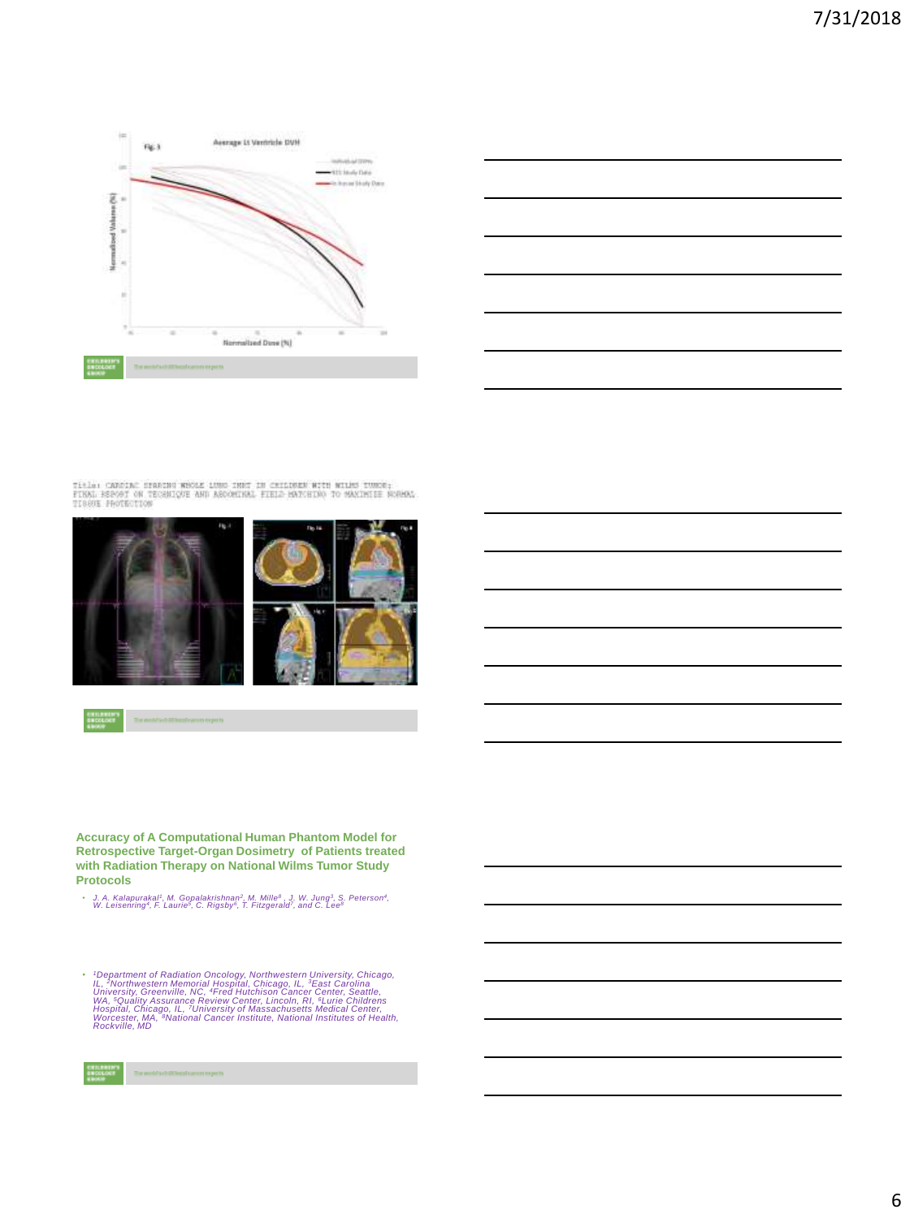Title: CARDIAC SPARING WHOLE LUNG IMRT IN CHILDREN WITH WILMS TUMOR: FINAL REPORT ON TECHNIQUE AND ABDOMINAL FIELD MATCHING TO MAXIMIZE NORMAL TISSUE PROTECTION

## Accuracy of A Computational Human Phantom Model for Retrospective Target-Organ Dosimetry of Patients treated with Radiation Therapy on National Wilms Tumor Study Protocols

- *J. A. Kalapurakal[1], M. Gopalakrishnan[2], M. Mille[8], J. W. Jung[3], S. Peterson[4], W. Leisenring[4], F. Laurie[5], C. Rigsby[6], T. Fitzgerald[7], and C. Lee[8]*

- *[1]Department of Radiation Oncology, Northwestern University, Chicago, IL, [2]Northwestern Memorial Hospital, Chicago, IL, [3]East Carolina University, Greenville, NC, [4]Fred Hutchison Cancer Center, Seattle, WA, [5]Quality Assurance Review Center, Lincoln, RI, [6]Lurie Childrens Hospital, Chicago, IL, [7]University of Massachusetts Medical Center, Worcester, MA, [8]National Cancer Institute, National Institutes of Health, Rockville, MD*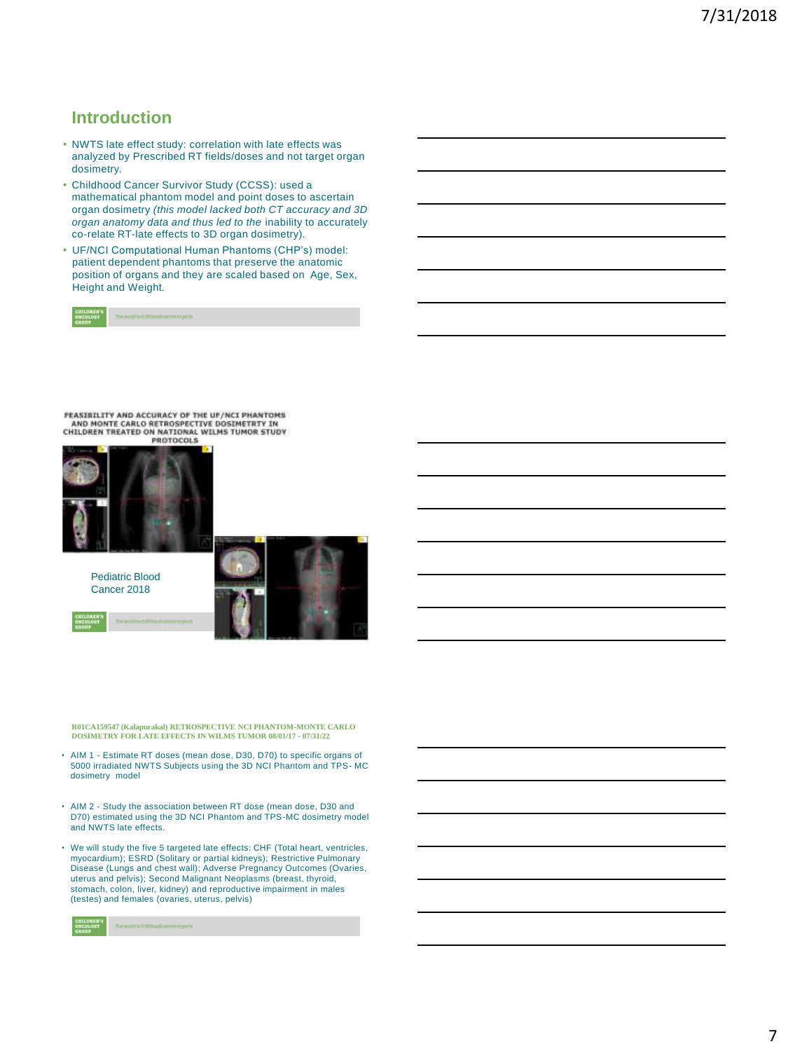## Introduction

- NWTS late effect study: correlation with late effects was analyzed by Prescribed RT fields/doses and not target organ dosimetry.
- Childhood Cancer Survivor Study (CCSS): used a mathematical phantom model and point doses to ascertain organ dosimetry *(this model lacked both CT accuracy and 3D organ anatomy data and thus led to the* inability to accurately co-relate RT-late effects to 3D organ dosimetry).
- UF/NCI Computational Human Phantoms (CHP's) model: patient dependent phantoms that preserve the anatomic position of organs and they are scaled based on Age, Sex, Height and Weight.

## FEASIBILITY AND ACCURACY OF THE UF/NCI PHANTOMS AND MONTE CARLO RETROSPECTIVE DOSIMETRY IN CHILDREN TREATED ON NATIONAL WILMS TUMOR STUDY PROTOCOLS

Pediatric Blood Cancer 2018

## R01CA159547 (Kalapurakal) RETROSPECTIVE NCI PHANTOM-MONTE CARLO DOSIMETRY FOR LATE EFFECTS IN WILMS TUMOR 08/01/17 - 07/31/22

- AIM 1 - Estimate RT doses (mean dose, D30, D70) to specific organs of 5000 irradiated NWTS Subjects using the 3D NCI Phantom and TPS- MC dosimetry model
- AIM 2 - Study the association between RT dose (mean dose, D30 and D70) estimated using the 3D NCI Phantom and TPS-MC dosimetry model and NWTS late effects.
- We will study the five 5 targeted late effects: CHF (Total heart, ventricles, myocardium); ESRD (Solitary or partial kidneys); Restrictive Pulmonary Disease (Lungs and chest wall); Adverse Pregnancy Outcomes (Ovaries, uterus and pelvis); Second Malignant Neoplasms (breast, thyroid, stomach, colon, liver, kidney) and reproductive impairment in males (testes) and females (ovaries, uterus, pelvis)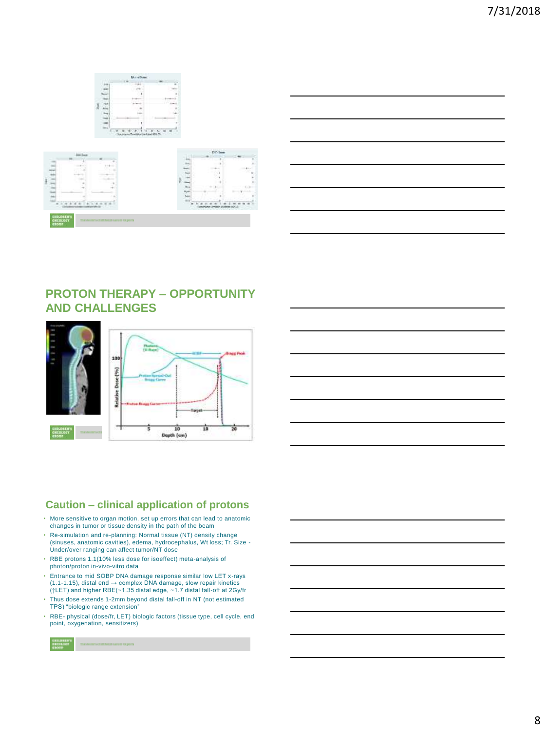## PROTON THERAPY – OPPORTUNITY AND CHALLENGES

## Caution – clinical application of protons

- More sensitive to organ motion, set up errors that can lead to anatomic changes in tumor or tissue density in the path of the beam
- Re-simulation and re-planning: Normal tissue (NT) density change (sinuses, anatomic cavities), edema, hydrocephalus, Wt loss; Tr. Size - Under/over ranging can affect tumor/NT dose
- RBE protons 1.1(10% less dose for isoeffect) meta-analysis of photon/proton in-vivo-vitro data
- Entrance to mid SOBP DNA damage response similar low LET x-rays (1.1-1.15), distal end → complex DNA damage, slow repair kinetics (↑LET) and higher RBE(~1.35 distal edge, ~1.7 distal fall-off at 2Gy/fr
- Thus dose extends 1-2mm beyond distal fall-off in NT (not estimated TPS) "biologic range extension"
- RBE- physical (dose/fr, LET) biologic factors (tissue type, cell cycle, end point, oxygenation, sensitizers)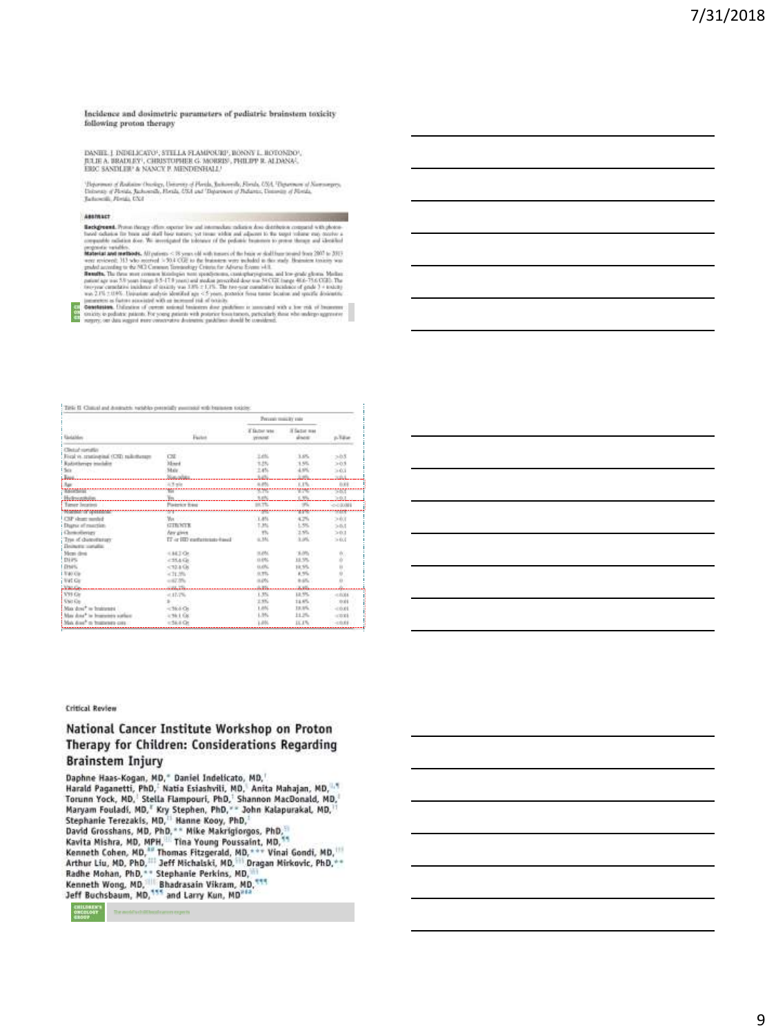## Incidence and dosimetric parameters of pediatric brainstem toxicity following proton therapy

DANIEL J. INDELICATO[1], STELLA FLAMPOURI[1], RONNY L. ROTONDO[1], JULIE A. BRADLEY[1], CHRISTOPHER G. MORRIS[1], PHILIPP R. ALDANA[2], ERIC SANDLER[3] & NANCY P. MENDENHALL[1]

[1]Department of Radiation Oncology, University of Florida, Jacksonville, Florida, USA, [2]Department of Neurosurgery, University of Florida, Jacksonville, Florida, USA and [3]Department of Pediatrics, University of Florida, Jacksonville, Florida, USA

**ABSTRACT**

**Background.** Proton therapy offers superior low and intermediate radiation dose distribution compared with photon-based radiation for brain and skull base tumors, yet tissue within and adjacent to the target volume may receive a comparable radiation dose. We investigated the tolerance of the pediatric brainstem to proton therapy and identified prognostic variables.

**Material and methods.** All patients < 18 years old with tumors of the brain or skull base treated from 2007 to 2013 were reviewed; 313 who received > 50.4 CGE to the brainstem were included in this study. Brainstem toxicity was graded according to the NCI Common Terminology Criteria for Adverse Events v4.0.

**Results.** The three most common histologies were ependymoma, craniopharyngioma, and low-grade glioma. Median patient age was 5.9 years (range 0.5–17.9 years) and median prescribed dose was 54 CGE (range 48.6–75.6 CGE). The two-year cumulative incidence of toxicity was 3.8% ± 1.1%. The two-year cumulative incidence of grade 3+ toxicity was 2.1% ± 0.9%. Univariate analysis identified age < 5 years, posterior fossa tumor location and specific dosimetric parameters as factors associated with an increased risk of toxicity.

**Conclusion.** Utilization of current national brainstem dose guidelines is associated with a low risk of brainstem toxicity in pediatric patients. For young patients with posterior fossa tumors, particularly those who undergo aggressive surgery, our data suggest more conservative dosimetric guidelines should be considered.

Table II. Clinical and dosimetric variables potentially associated with brainstem toxicity.

| Variables | Factor | Percent toxicity rate: If factor was present | If factor was absent | p-Value |
|---|---|---|---|---|
| Clinical variables | | | | |
| Focal vs. craniospinal (CSI) radiotherapy | CSI | 2.6% | 3.8% | >0.5 |
| Radiotherapy modality | Mixed | 5.2% | 3.5% | >0.5 |
| Sex | Male | 2.4% | 4.9% | >0.1 |
| Race | Non-white | 5.6% | 2.9% | >0.1 |
| Age | <5 yrs | 6.8% | 1.1% | 0.03 |
| Ependymoma | Yes | | | >0.1 |
| Hydrocephalus | Yes | 5.6% | 2.5% | >0.1 |
| Tumor location | Posterior fossa | 10.7% | 0% | <0.001 |
| Number of operations | | | | |
| CSF shunt needed | Yes | 1.4% | 4.2% | >0.1 |
| Degree of resection | GTR/NTR | 7.3% | 1.5% | >0.1 |
| Chemotherapy | Any given | 5% | 2.5% | >0.1 |
| Type of chemotherapy | IT or HD methotrexate-based | 6.3% | 3.0% | >0.1 |
| Dosimetric variables | | | | |
| Mean dose | <44.2 Gy | 0.0% | 9.0% | 0 |
| D10% | <55.6 Gy | 0.0% | 10.5% | 0 |
| D50% | <52.4 Gy | 0.0% | 10.5% | 0 |
| V40 Gy | <71.3% | 0.5% | 8.5% | 0 |
| V45 Gy | <67.5% | 0.0% | 9.6% | 0 |
| V50 Gy | | | | 0 |
| V55 Gy | <17.1% | 1.5% | 10.5% | <0.01 |
| V60 Gy | 0 | 2.5% | 14.8% | 0.01 |
| Max dose* to brainstem | <56.6 Gy | 1.0% | 10.8% | <0.01 |
| Max dose* to brainstem surface | <56.1 Gy | 1.5% | 11.2% | <0.01 |
| Max dose* to brainstem core | <56.0 Gy | 1.0% | 11.1% | <0.01 |

Critical Review

## National Cancer Institute Workshop on Proton Therapy for Children: Considerations Regarding Brainstem Injury

Daphne Haas-Kogan, MD,* Daniel Indelicato, MD,† Harald Paganetti, PhD,‡ Natia Esiashvili, MD,§ Anita Mahajan, MD,‖¶ Torunn Yock, MD,‡ Stella Flampouri, PhD,† Shannon MacDonald, MD,‡ Maryam Fouladi, MD,# Kry Stephen, PhD,** John Kalapurakal, MD,†† Stephanie Terezakis, MD,‡‡ Hanne Kooy, PhD,‡ David Grosshans, MD, PhD,** Mike Makrigiorgos, PhD,§§ Kavita Mishra, MD, MPH,‖‖ Tina Young Poussaint, MD,¶¶ Kenneth Cohen, MD,## Thomas Fitzgerald, MD,*** Vinai Gondi, MD,††† Arthur Liu, MD, PhD,‡‡‡ Jeff Michalski, MD,§§§ Dragan Mirkovic, PhD,** Radhe Mohan, PhD,** Stephanie Perkins, MD,§§§ Kenneth Wong, MD,‖‖‖ Bhadrasain Vikram, MD,¶¶¶ Jeff Buchsbaum, MD,¶¶¶ and Larry Kun, MD###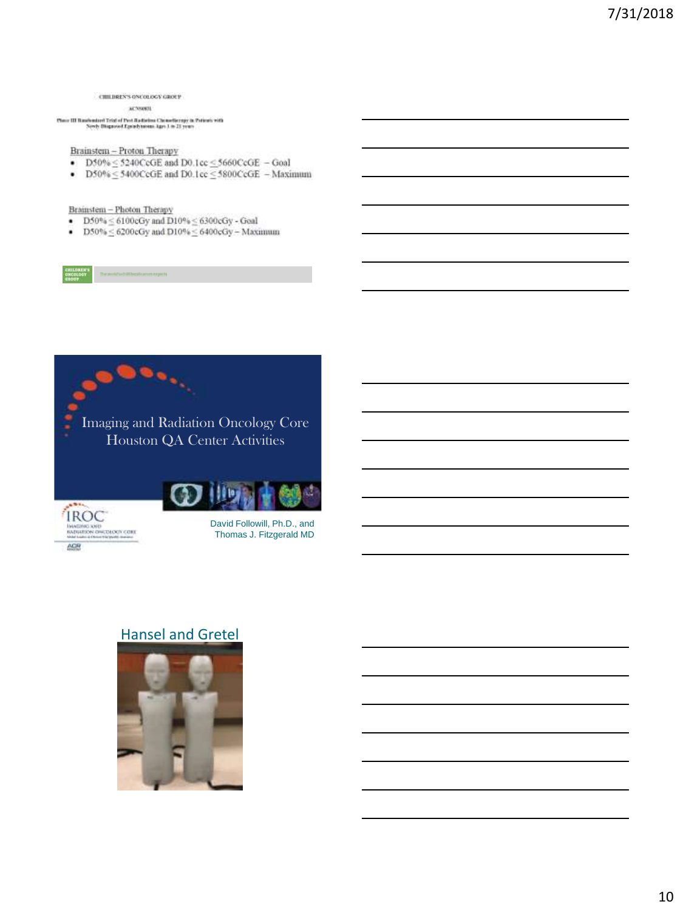CHILDREN'S ONCOLOGY GROUP

ACNS0831

Phase III Randomized Trial of Post-Radiation Chemotherapy in Patients with Newly Diagnosed Ependymoma Ages 1 to 21 years

Brainstem – Proton Therapy

- D50% ≤ 5240CcGE and D0.1cc ≤ 5660CcGE – Goal
- D50% ≤ 5400CcGE and D0.1cc ≤ 5800CcGE – Maximum

Brainstem – Photon Therapy

- D50% ≤ 6100cGy and D10% ≤ 6300cGy - Goal
- D50% ≤ 6200cGy and D10% ≤ 6400cGy – Maximum

# Imaging and Radiation Oncology Core Houston QA Center Activities

IROC IMAGING AND RADIATION ONCOLOGY CORE

David Followill, Ph.D., and Thomas J. Fitzgerald MD

## Hansel and Gretel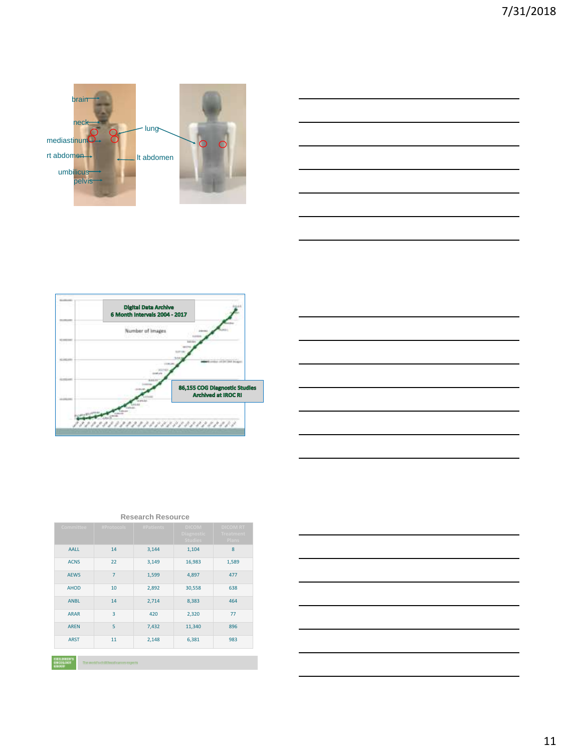brain

neck

mediastinum

rt abdomen

umbilicus

pelvis

lung

lt abdomen

**Digital Data Archive**
**6 Month Intervals 2004 - 2017**

Number of Images

**86,155 COG Diagnostic Studies Archived at IROC RI**

Research Resource

| Committee | #Protocols | #Patients | DICOM Diagnostic Studies | DICOM RT Treatment Plans |
|---|---|---|---|---|
| AALL | 14 | 3,144 | 1,104 | 8 |
| ACNS | 22 | 3,149 | 16,983 | 1,589 |
| AEWS | 7 | 1,599 | 4,897 | 477 |
| AHOD | 10 | 2,892 | 30,558 | 638 |
| ANBL | 14 | 2,714 | 8,383 | 464 |
| ARAR | 3 | 420 | 2,320 | 77 |
| AREN | 5 | 7,432 | 11,340 | 896 |
| ARST | 11 | 2,148 | 6,381 | 983 |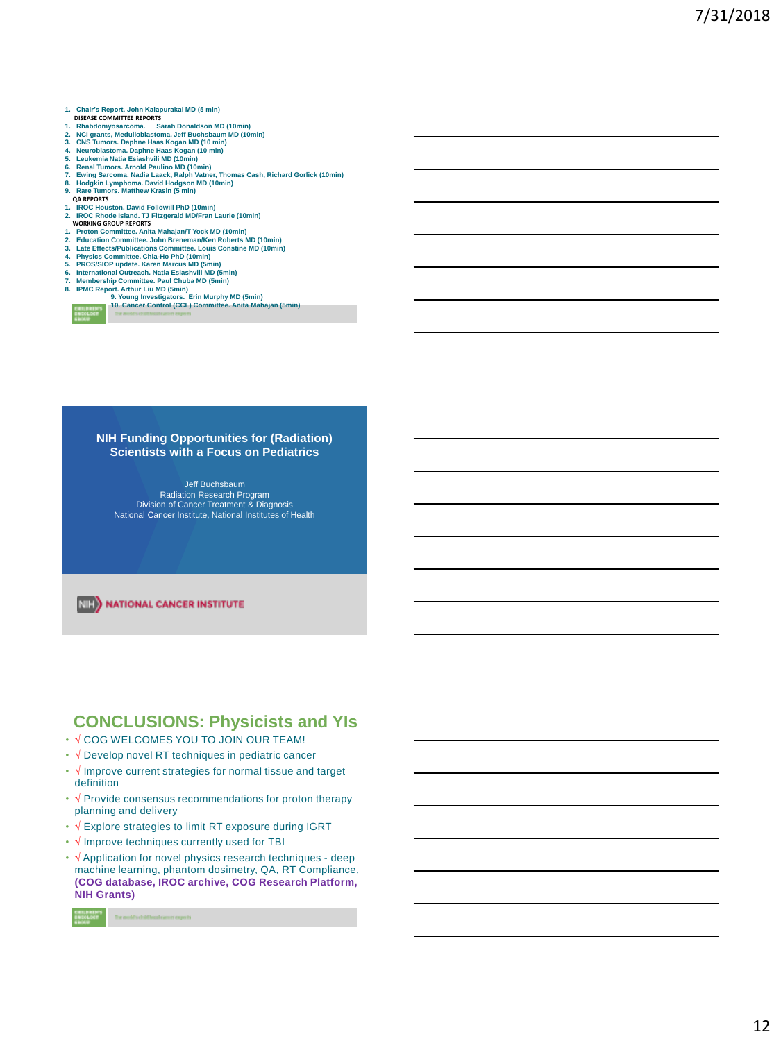1. Chair's Report. John Kalapurakal MD (5 min)

**DISEASE COMMITTEE REPORTS**

1. Rhabdomyosarcoma. Sarah Donaldson MD (10min)
2. NCI grants, Medulloblastoma. Jeff Buchsbaum MD (10min)
3. CNS Tumors. Daphne Haas Kogan MD (10 min)
4. Neuroblastoma. Daphne Haas Kogan (10 min)
5. Leukemia Natia Esiashvili MD (10min)
6. Renal Tumors. Arnold Paulino MD (10min)
7. Ewing Sarcoma. Nadia Laack, Ralph Vatner, Thomas Cash, Richard Gorlick (10min)
8. Hodgkin Lymphoma. David Hodgson MD (10min)
9. Rare Tumors. Matthew Krasin (5 min)

**QA REPORTS**

1. IROC Houston. David Followill PhD (10min)
2. IROC Rhode Island. TJ Fitzgerald MD/Fran Laurie (10min)

**WORKING GROUP REPORTS**

1. Proton Committee. Anita Mahajan/T Yock MD (10min)
2. Education Committee. John Breneman/Ken Roberts MD (10min)
3. Late Effects/Publications Committee. Louis Constine MD (10min)
4. Physics Committee. Chia-Ho PhD (10min)
5. PROS/SIOP update. Karen Marcus MD (5min)
6. International Outreach. Natia Esiashvili MD (5min)
7. Membership Committee. Paul Chuba MD (5min)
8. IPMC Report. Arthur Liu MD (5min)
9. Young Investigators. Erin Murphy MD (5min)
10. Cancer Control (CCL) Committee. Anita Mahajan (5min)

## NIH Funding Opportunities for (Radiation) Scientists with a Focus on Pediatrics

Jeff Buchsbaum
Radiation Research Program
Division of Cancer Treatment & Diagnosis
National Cancer Institute, National Institutes of Health

NIH NATIONAL CANCER INSTITUTE

## CONCLUSIONS: Physicists and YIs

- √ COG WELCOMES YOU TO JOIN OUR TEAM!
- √ Develop novel RT techniques in pediatric cancer
- √ Improve current strategies for normal tissue and target definition
- √ Provide consensus recommendations for proton therapy planning and delivery
- √ Explore strategies to limit RT exposure during IGRT
- √ Improve techniques currently used for TBI
- √ Application for novel physics research techniques - deep machine learning, phantom dosimetry, QA, RT Compliance, **(COG database, IROC archive, COG Research Platform, NIH Grants)**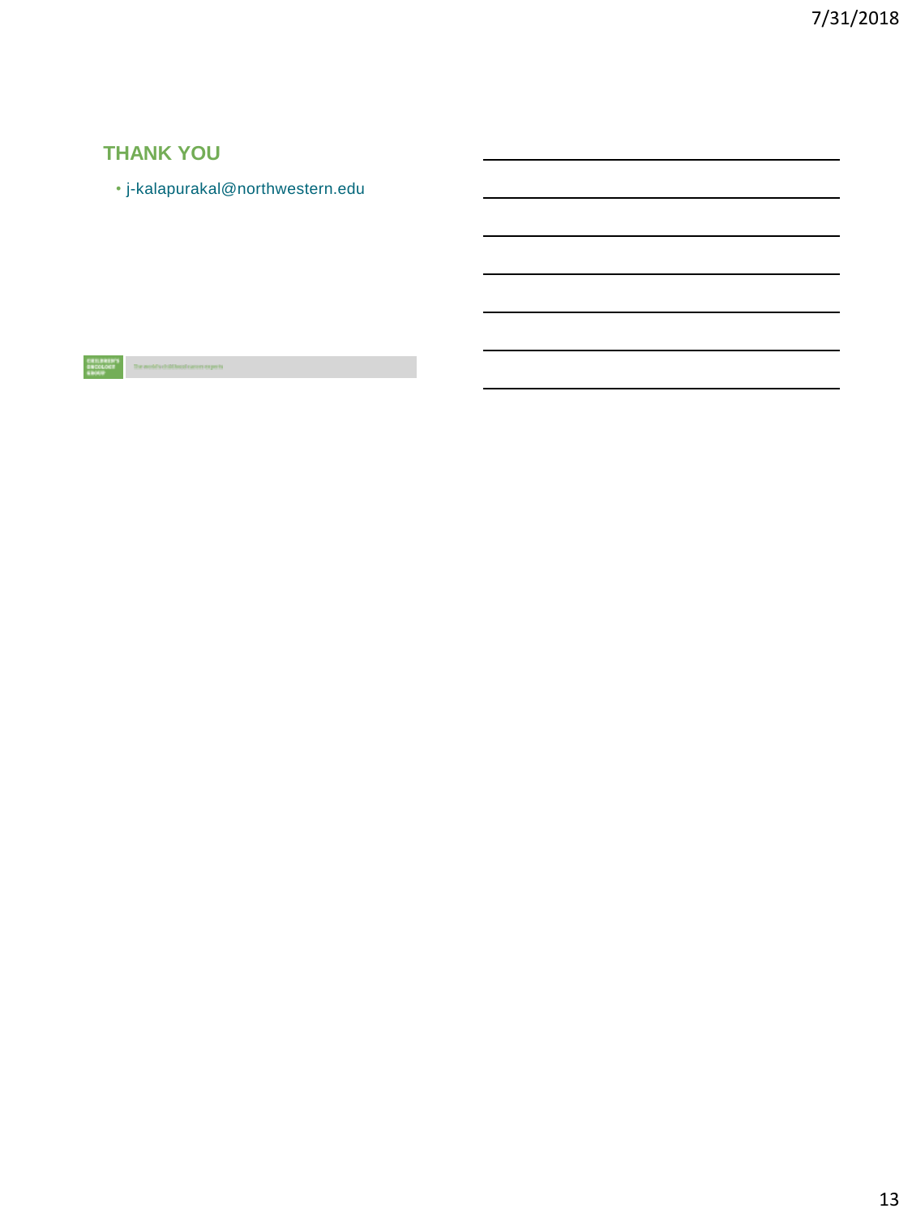## THANK YOU

- j-kalapurakal@northwestern.edu